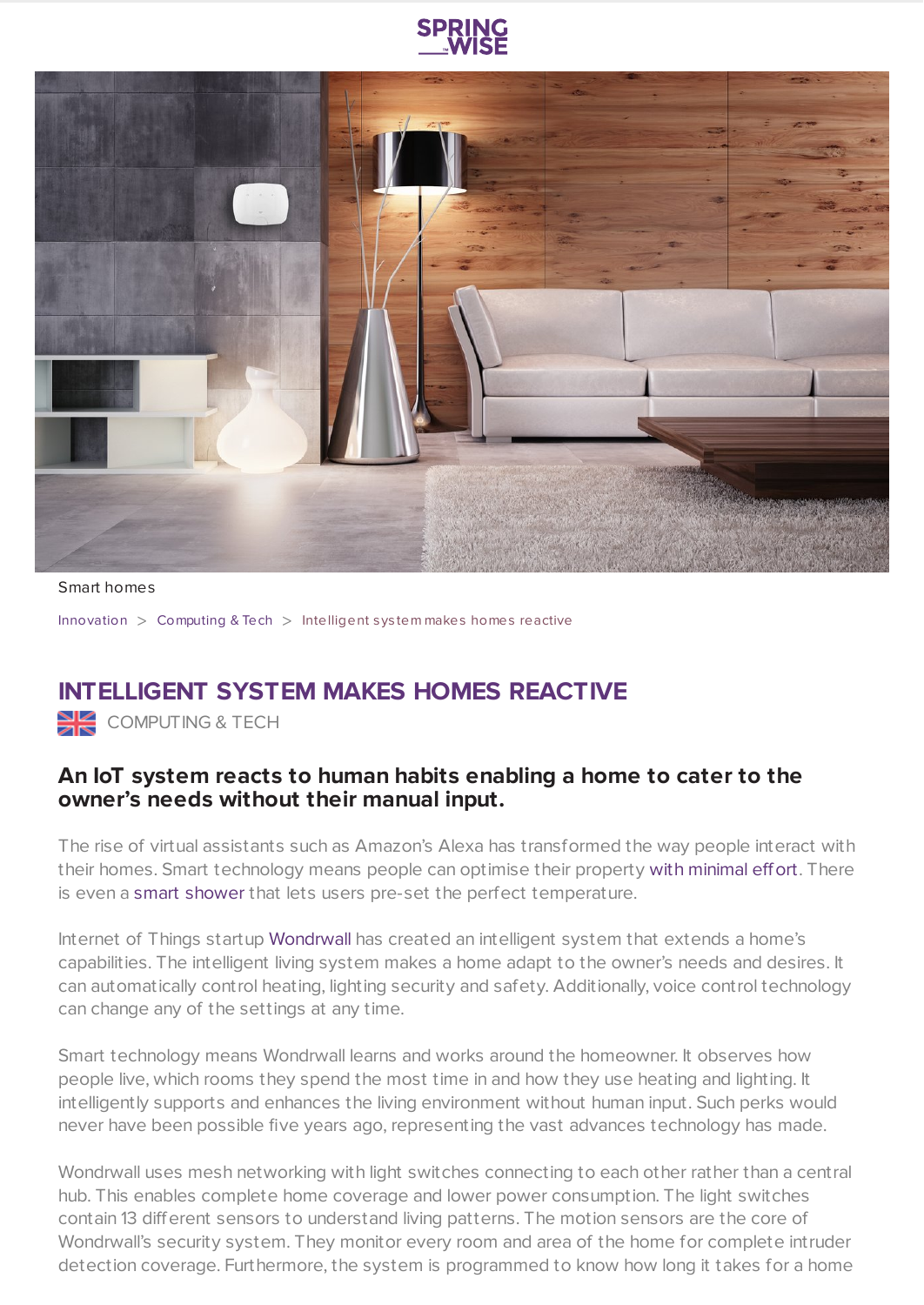SPRING WISE

Smart homes

Innovation > Computing & Tech > Intelligent system makes homes reactive

# INTELLIGENT SYSTEM MAKES HOMES REACTIVE

COMPUTING & TECH

### An IoT system reacts to human habits enabling a home to cater to the owner's needs without their manual input.

The rise of virtual assistants such as Amazon's Alexa has transformed the way people interact with their homes. Smart technology means people can optimise their property with minimal effort. There is even a smart shower that lets users pre-set the perfect temperature.

Internet of Things startup Wondrwall has created an intelligent system that extends a home's capabilities. The intelligent living system makes a home adapt to the owner's needs and desires. It can automatically control heating, lighting security and safety. Additionally, voice control technology can change any of the settings at any time.

Smart technology means Wondrwall learns and works around the homeowner. It observes how people live, which rooms they spend the most time in and how they use heating and lighting. It intelligently supports and enhances the living environment without human input. Such perks would never have been possible five years ago, representing the vast advances technology has made.

Wondrwall uses mesh networking with light switches connecting to each other rather than a central hub. This enables complete home coverage and lower power consumption. The light switches contain 13 different sensors to understand living patterns. The motion sensors are the core of Wondrwall's security system. They monitor every room and area of the home for complete intruder detection coverage. Furthermore, the system is programmed to know how long it takes for a home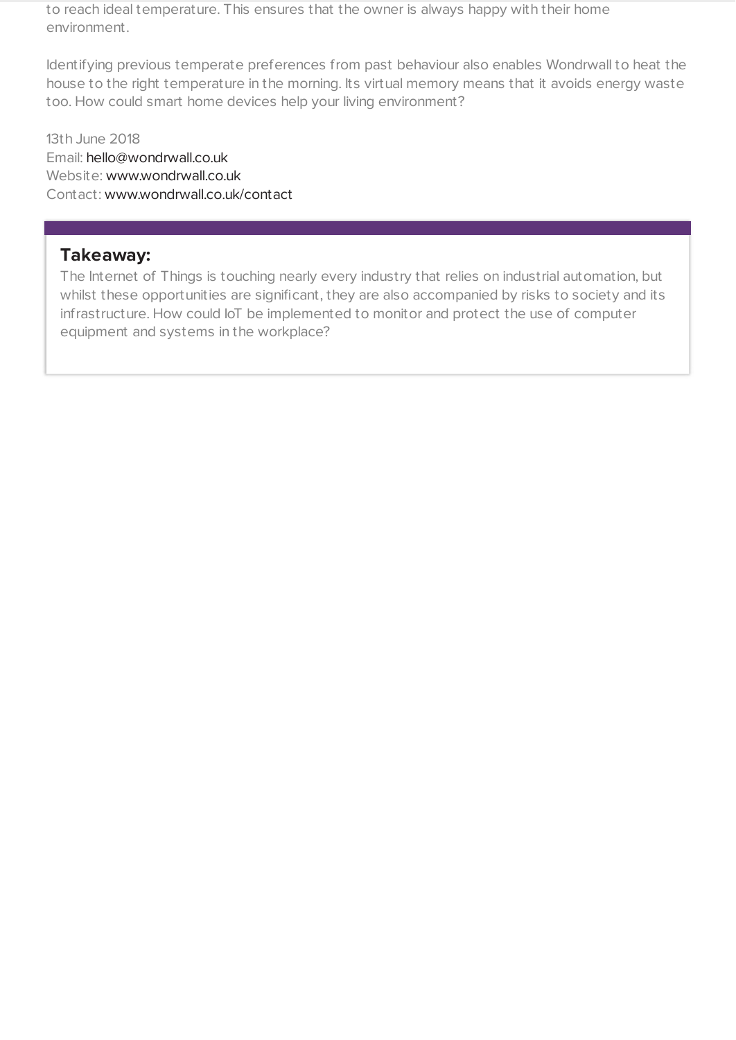to reach ideal temperature. This ensures that the owner is always happy with their home environment.

Identifying previous temperate preferences from past behaviour also enables Wondrwall to heat the house to the right temperature in the morning. Its virtual memory means that it avoids energy waste too. How could smart home devices help your living environment?

13th June 2018
Email: hello@wondrwall.co.uk
Website: www.wondrwall.co.uk
Contact: www.wondrwall.co.uk/contact

**Takeaway:**
The Internet of Things is touching nearly every industry that relies on industrial automation, but whilst these opportunities are significant, they are also accompanied by risks to society and its infrastructure. How could IoT be implemented to monitor and protect the use of computer equipment and systems in the workplace?